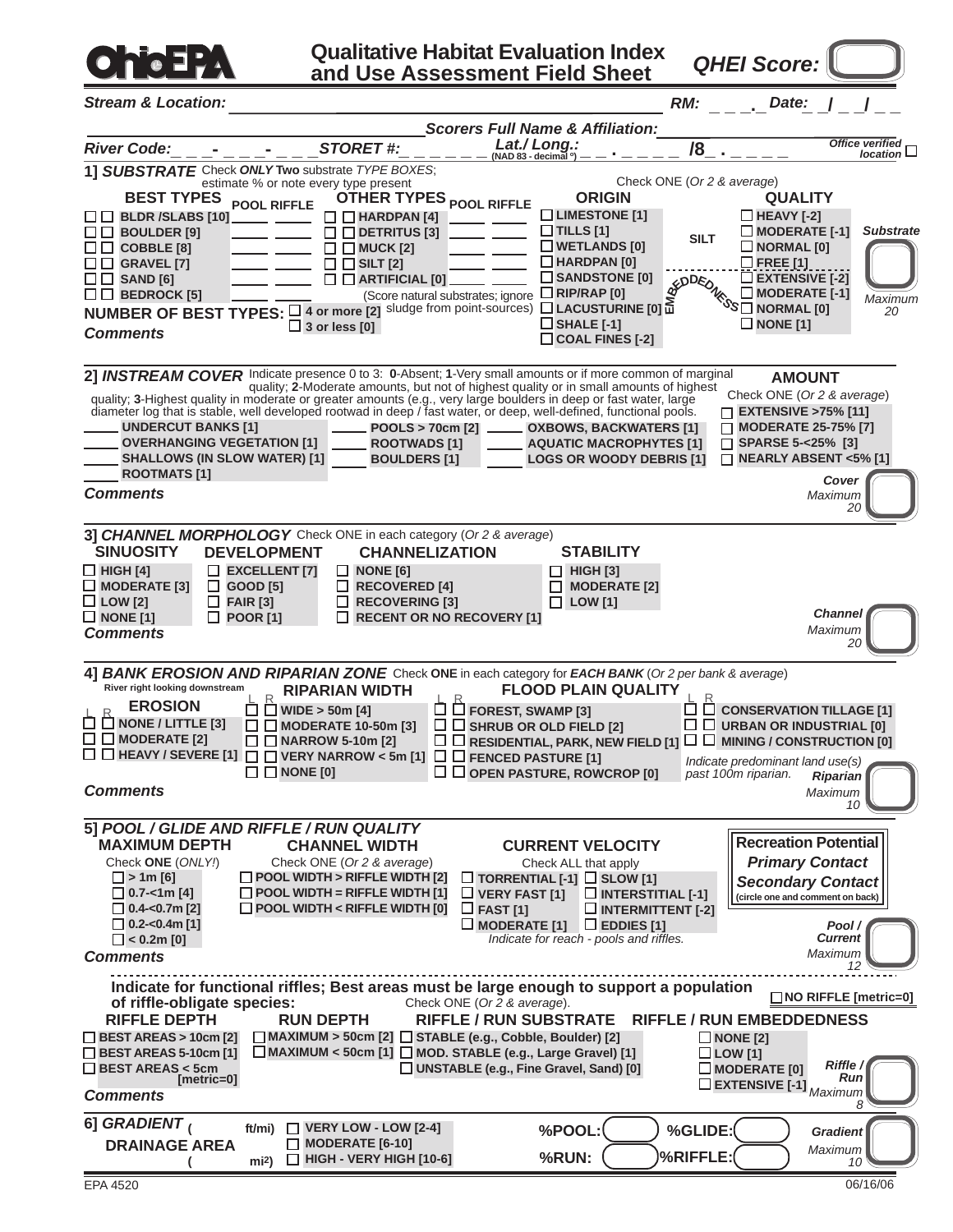# Ohio EPA

## Qualitative Habitat Evaluation Index and Use Assessment Field Sheet

**QHEI Score:** ______

***Stream & Location:*** ____________________ ***RM:*** _ _ _._ ***Date:*** _ _/_ _/_ _

***Scorers Full Name & Affiliation:*** ____________________

***River Code:*** _ _ _-_ _ _-_ _ _ ***STORET #:*** _ _ _ _ _ _ ***Lat./ Long.:*** (NAD 83 - decimal °) _ _ . _ _ _ _ _ **/8** _ . _ _ _ _ _ *Office verified location* ☐

### 1] *SUBSTRATE*

Check ***ONLY* Two** substrate *TYPE BOXES*; estimate % or note every type present

| BEST TYPES | POOL | RIFFLE | OTHER TYPES | POOL | RIFFLE |
|---|---|---|---|---|---|
| ☐☐ BLDR /SLABS [10] | ____ | ____ | ☐☐ HARDPAN [4] | ____ | ____ |
| ☐☐ BOULDER [9] | ____ | ____ | ☐☐ DETRITUS [3] | ____ | ____ |
| ☐☐ COBBLE [8] | ____ | ____ | ☐☐ MUCK [2] | ____ | ____ |
| ☐☐ GRAVEL [7] | ____ | ____ | ☐☐ SILT [2] | ____ | ____ |
| ☐☐ SAND [6] | ____ | ____ | ☐☐ ARTIFICIAL [0] | ____ | ____ |
| ☐☐ BEDROCK [5] | ____ | ____ | (Score natural substrates; ignore sludge from point-sources) | | |

**NUMBER OF BEST TYPES:** ☐ **4 or more [2]** ☐ **3 or less [0]**

Check ONE (*Or 2 & average*)

**ORIGIN**
- ☐ LIMESTONE [1]
- ☐ TILLS [1]
- ☐ WETLANDS [0]
- ☐ HARDPAN [0]
- ☐ SANDSTONE [0]
- ☐ RIP/RAP [0]
- ☐ LACUSTURINE [0]
- ☐ SHALE [-1]
- ☐ COAL FINES [-2]

**QUALITY**

SILT:
- ☐ HEAVY [-2]
- ☐ MODERATE [-1]
- ☐ NORMAL [0]
- ☐ FREE [1]

EMBEDDEDNESS:
- ☐ EXTENSIVE [-2]
- ☐ MODERATE [-1]
- ☐ NORMAL [0]
- ☐ NONE [1]

**Substrate** ______ *Maximum 20*

***Comments***

### 2] *INSTREAM COVER*

Indicate presence 0 to 3: **0**-Absent; **1**-Very small amounts or if more common of marginal quality; **2**-Moderate amounts, but not of highest quality or in small amounts of highest quality; **3**-Highest quality in moderate or greater amounts (e.g., very large boulders in deep or fast water, large diameter log that is stable, well developed rootwad in deep / fast water, or deep, well-defined, functional pools.

- ____ UNDERCUT BANKS [1]
- ____ OVERHANGING VEGETATION [1]
- ____ SHALLOWS (IN SLOW WATER) [1]
- ____ ROOTMATS [1]
- ____ POOLS > 70cm [2]
- ____ ROOTWADS [1]
- ____ BOULDERS [1]
- ____ OXBOWS, BACKWATERS [1]
- ____ AQUATIC MACROPHYTES [1]
- ____ LOGS OR WOODY DEBRIS [1]

**AMOUNT**

Check ONE (*Or 2 & average*)
- ☐ EXTENSIVE >75% [11]
- ☐ MODERATE 25-75% [7]
- ☐ SPARSE 5-<25% [3]
- ☐ NEARLY ABSENT <5% [1]

**Cover** ______ *Maximum 20*

***Comments***

### 3] *CHANNEL MORPHOLOGY*

Check ONE in each category (*Or 2 & average*)

| SINUOSITY | DEVELOPMENT | CHANNELIZATION | STABILITY |
|---|---|---|---|
| ☐ HIGH [4] | ☐ EXCELLENT [7] | ☐ NONE [6] | ☐ HIGH [3] |
| ☐ MODERATE [3] | ☐ GOOD [5] | ☐ RECOVERED [4] | ☐ MODERATE [2] |
| ☐ LOW [2] | ☐ FAIR [3] | ☐ RECOVERING [3] | ☐ LOW [1] |
| ☐ NONE [1] | ☐ POOR [1] | ☐ RECENT OR NO RECOVERY [1] | |

**Channel** ______ *Maximum 20*

***Comments***

### 4] *BANK EROSION AND RIPARIAN ZONE*

Check **ONE** in each category for ***EACH BANK*** (*Or 2 per bank & average*)

River right looking downstream

| EROSION (L R) | RIPARIAN WIDTH (L R) | FLOOD PLAIN QUALITY (L R) | |
|---|---|---|---|
| ☐☐ NONE / LITTLE [3] | ☐☐ WIDE > 50m [4] | ☐☐ FOREST, SWAMP [3] | ☐☐ CONSERVATION TILLAGE [1] |
| ☐☐ MODERATE [2] | ☐☐ MODERATE 10-50m [3] | ☐☐ SHRUB OR OLD FIELD [2] | ☐☐ URBAN OR INDUSTRIAL [0] |
| ☐☐ HEAVY / SEVERE [1] | ☐☐ NARROW 5-10m [2] | ☐☐ RESIDENTIAL, PARK, NEW FIELD [1] | ☐☐ MINING / CONSTRUCTION [0] |
| | ☐☐ VERY NARROW < 5m [1] | ☐☐ FENCED PASTURE [1] | *Indicate predominant land use(s) past 100m riparian.* |
| | ☐☐ NONE [0] | ☐☐ OPEN PASTURE, ROWCROP [0] | |

**Riparian** ______ *Maximum 10*

***Comments***

### 5] *POOL / GLIDE AND RIFFLE / RUN QUALITY*

**MAXIMUM DEPTH**

Check **ONE** (*ONLY!*)
- ☐ > 1m [6]
- ☐ 0.7-<1m [4]
- ☐ 0.4-<0.7m [2]
- ☐ 0.2-<0.4m [1]
- ☐ < 0.2m [0]

**CHANNEL WIDTH**

Check ONE (*Or 2 & average*)
- ☐ POOL WIDTH > RIFFLE WIDTH [2]
- ☐ POOL WIDTH = RIFFLE WIDTH [1]
- ☐ POOL WIDTH < RIFFLE WIDTH [0]

**CURRENT VELOCITY**

Check ALL that apply
- ☐ TORRENTIAL [-1]
- ☐ VERY FAST [1]
- ☐ FAST [1]
- ☐ MODERATE [1]
- ☐ SLOW [1]
- ☐ INTERSTITIAL [-1]
- ☐ INTERMITTENT [-2]
- ☐ EDDIES [1]

*Indicate for reach - pools and riffles.*

**Recreation Potential**
*Primary Contact*
*Secondary Contact*
(circle one and comment on back)

**Pool / Current** ______ *Maximum 12*

***Comments***

**Indicate for functional riffles; Best areas must be large enough to support a population of riffle-obligate species:** Check ONE (*Or 2 & average*). ☐ **NO RIFFLE [metric=0]**

| RIFFLE DEPTH | RUN DEPTH | RIFFLE / RUN SUBSTRATE | RIFFLE / RUN EMBEDDEDNESS |
|---|---|---|---|
| ☐ BEST AREAS > 10cm [2] | ☐ MAXIMUM > 50cm [2] | ☐ STABLE (e.g., Cobble, Boulder) [2] | ☐ NONE [2] |
| ☐ BEST AREAS 5-10cm [1] | ☐ MAXIMUM < 50cm [1] | ☐ MOD. STABLE (e.g., Large Gravel) [1] | ☐ LOW [1] |
| ☐ BEST AREAS < 5cm [metric=0] | | ☐ UNSTABLE (e.g., Fine Gravel, Sand) [0] | ☐ MODERATE [0] |
| | | | ☐ EXTENSIVE [-1] |

**Riffle / Run** ______ *Maximum 8*

***Comments***

### 6] *GRADIENT* ( ft/mi)

**DRAINAGE AREA** ( mi²)

- ☐ VERY LOW - LOW [2-4]
- ☐ MODERATE [6-10]
- ☐ HIGH - VERY HIGH [10-6]

**%POOL:** ______ **%GLIDE:** ______

**%RUN:** ______ **%RIFFLE:** ______

**Gradient** ______ *Maximum 10*

EPA 4520 06/16/06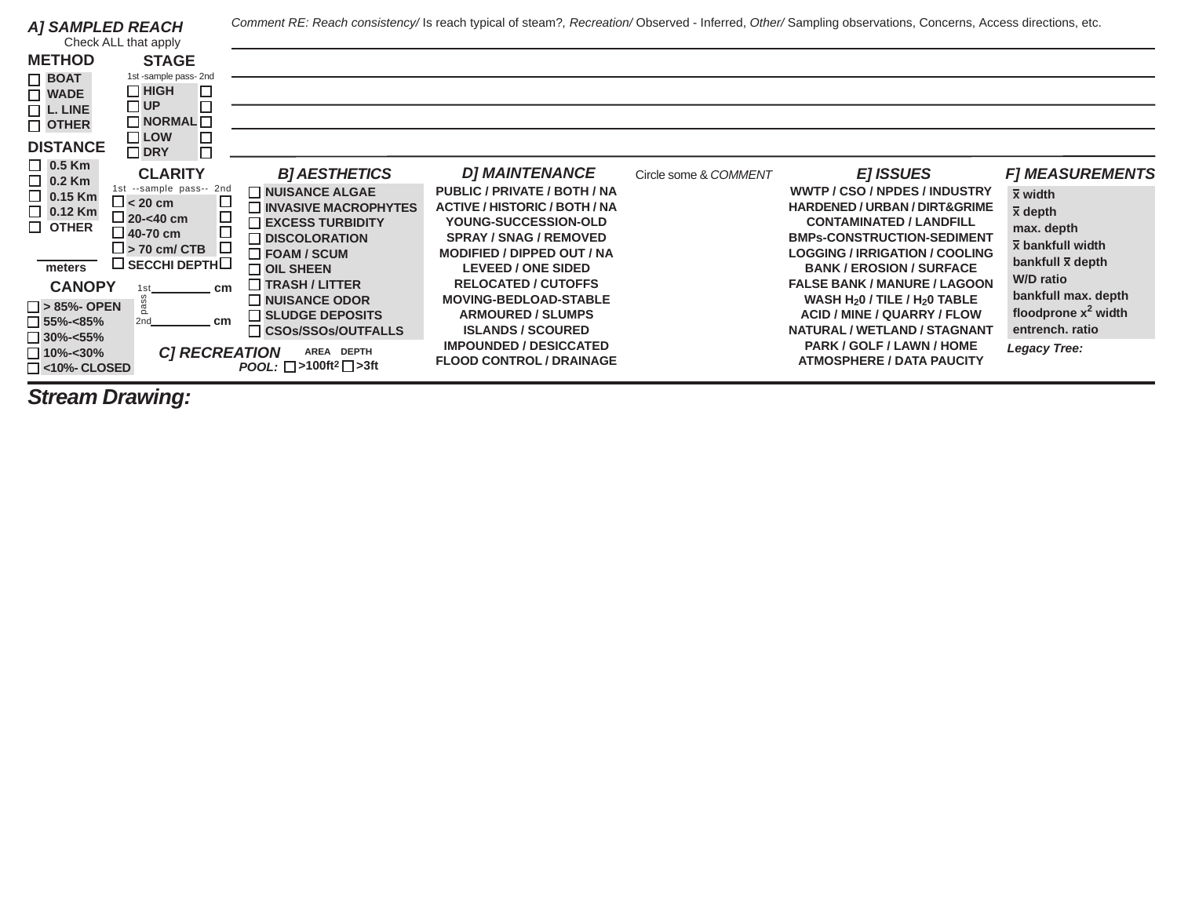## A] SAMPLED REACH

Check ALL that apply

Comment RE: Reach consistency/ Is reach typical of steam?, Recreation/ Observed - Inferred, Other/ Sampling observations, Concerns, Access directions, etc.

**METHOD**

- ☐ BOAT
- ☐ WADE
- ☐ L. LINE
- ☐ OTHER

**STAGE**

1st -sample pass- 2nd

- ☐ HIGH ☐
- ☐ UP ☐
- ☐ NORMAL ☐
- ☐ LOW ☐
- ☐ DRY ☐

**DISTANCE**

- ☐ 0.5 Km
- ☐ 0.2 Km
- ☐ 0.15 Km
- ☐ 0.12 Km
- ☐ OTHER

_______ meters

**CLARITY**

1st --sample pass-- 2nd

- ☐ < 20 cm ☐
- ☐ 20-<40 cm ☐
- ☐ 40-70 cm ☐
- ☐ > 70 cm/ CTB ☐
- ☐ SECCHI DEPTH ☐

1st pass _________ cm

2nd _________ cm

**CANOPY**

- ☐ > 85%- OPEN
- ☐ 55%-<85%
- ☐ 30%-<55%
- ☐ 10%-<30%
- ☐ <10%- CLOSED

## B] AESTHETICS

- ☐ NUISANCE ALGAE
- ☐ INVASIVE MACROPHYTES
- ☐ EXCESS TURBIDITY
- ☐ DISCOLORATION
- ☐ FOAM / SCUM
- ☐ OIL SHEEN
- ☐ TRASH / LITTER
- ☐ NUISANCE ODOR
- ☐ SLUDGE DEPOSITS
- ☐ CSOs/SSOs/OUTFALLS

## C] RECREATION

POOL: ☐ AREA >100ft² ☐ DEPTH >3ft

## D] MAINTENANCE

Circle some & *COMMENT*

PUBLIC / PRIVATE / BOTH / NA
ACTIVE / HISTORIC / BOTH / NA
YOUNG-SUCCESSION-OLD
SPRAY / SNAG / REMOVED
MODIFIED / DIPPED OUT / NA
LEVEED / ONE SIDED
RELOCATED / CUTOFFS
MOVING-BEDLOAD-STABLE
ARMOURED / SLUMPS
ISLANDS / SCOURED
IMPOUNDED / DESICCATED
FLOOD CONTROL / DRAINAGE

## E] ISSUES

WWTP / CSO / NPDES / INDUSTRY
HARDENED / URBAN / DIRT&GRIME
CONTAMINATED / LANDFILL
BMPs-CONSTRUCTION-SEDIMENT
LOGGING / IRRIGATION / COOLING
BANK / EROSION / SURFACE
FALSE BANK / MANURE / LAGOON
WASH $H_2O$ / TILE / $H_2O$ TABLE
ACID / MINE / QUARRY / FLOW
NATURAL / WETLAND / STAGNANT
PARK / GOLF / LAWN / HOME
ATMOSPHERE / DATA PAUCITY

## F] MEASUREMENTS

- $\bar{x}$ width
- $\bar{x}$ depth
- max. depth
- $\bar{x}$ bankfull width
- bankfull $\bar{x}$ depth
- W/D ratio
- bankfull max. depth
- floodprone $x^2$ width
- entrench. ratio

*Legacy Tree:*

## Stream Drawing: